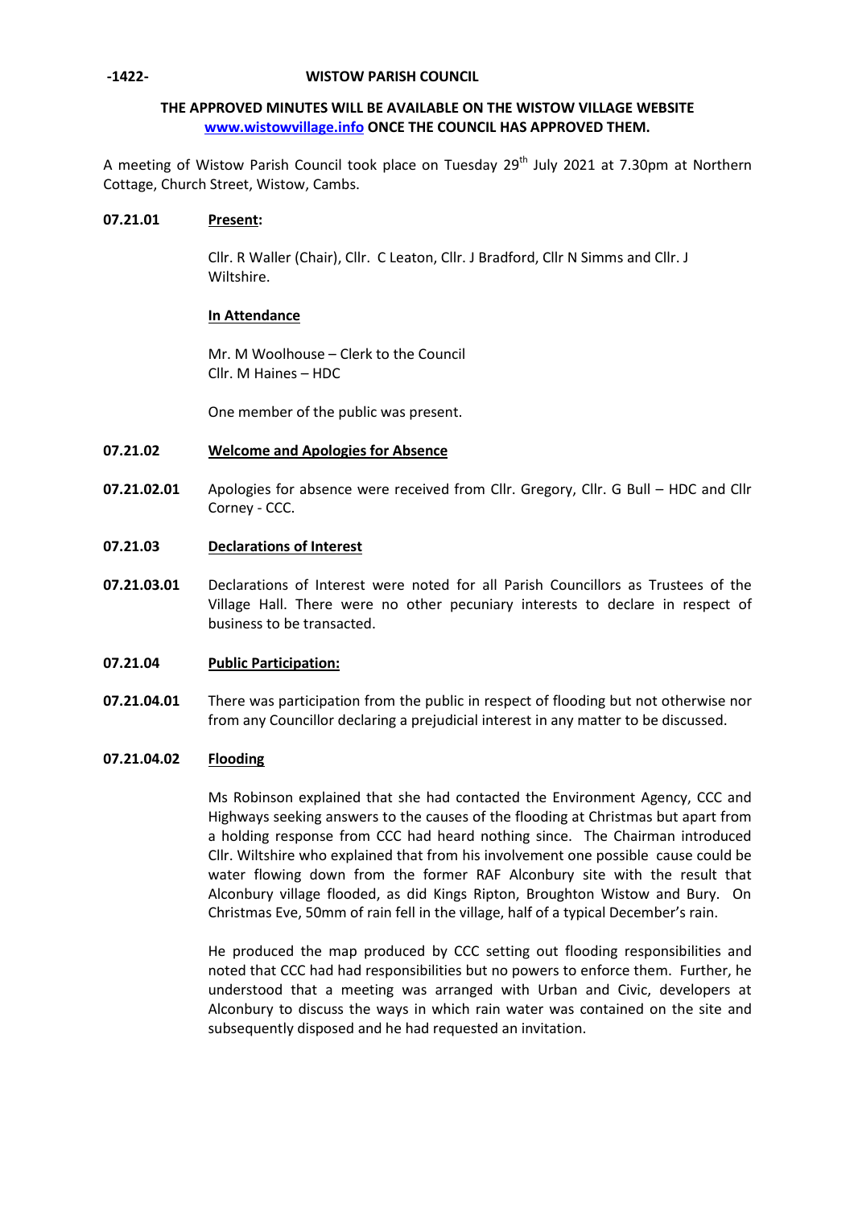**WISTOW PARISH COUNCIL**

**THE APPROVED MINUTES WILL BE AVAILABLE ON THE WISTOW VILLAGE WEBSITE [www.wistowvillage.info](http://www.wistowvillage.info) ONCE THE COUNCIL HAS APPROVED THEM.**

A meeting of Wistow Parish Council took place on Tuesday 29th July 2021 at 7.30pm at Northern Cottage, Church Street, Wistow, Cambs.

**07.21.01 Present:**

Cllr. R Waller (Chair), Cllr. C Leaton, Cllr. J Bradford, Cllr N Simms and Cllr. J Wiltshire.

**In Attendance**

Mr. M Woolhouse – Clerk to the Council
Cllr. M Haines – HDC

One member of the public was present.

**07.21.02 Welcome and Apologies for Absence**

**07.21.02.01** Apologies for absence were received from Cllr. Gregory, Cllr. G Bull – HDC and Cllr Corney - CCC.

**07.21.03 Declarations of Interest**

**07.21.03.01** Declarations of Interest were noted for all Parish Councillors as Trustees of the Village Hall. There were no other pecuniary interests to declare in respect of business to be transacted.

**07.21.04 Public Participation:**

**07.21.04.01** There was participation from the public in respect of flooding but not otherwise nor from any Councillor declaring a prejudicial interest in any matter to be discussed.

**07.21.04.02 Flooding**

Ms Robinson explained that she had contacted the Environment Agency, CCC and Highways seeking answers to the causes of the flooding at Christmas but apart from a holding response from CCC had heard nothing since. The Chairman introduced Cllr. Wiltshire who explained that from his involvement one possible cause could be water flowing down from the former RAF Alconbury site with the result that Alconbury village flooded, as did Kings Ripton, Broughton Wistow and Bury. On Christmas Eve, 50mm of rain fell in the village, half of a typical December's rain.

He produced the map produced by CCC setting out flooding responsibilities and noted that CCC had had responsibilities but no powers to enforce them. Further, he understood that a meeting was arranged with Urban and Civic, developers at Alconbury to discuss the ways in which rain water was contained on the site and subsequently disposed and he had requested an invitation.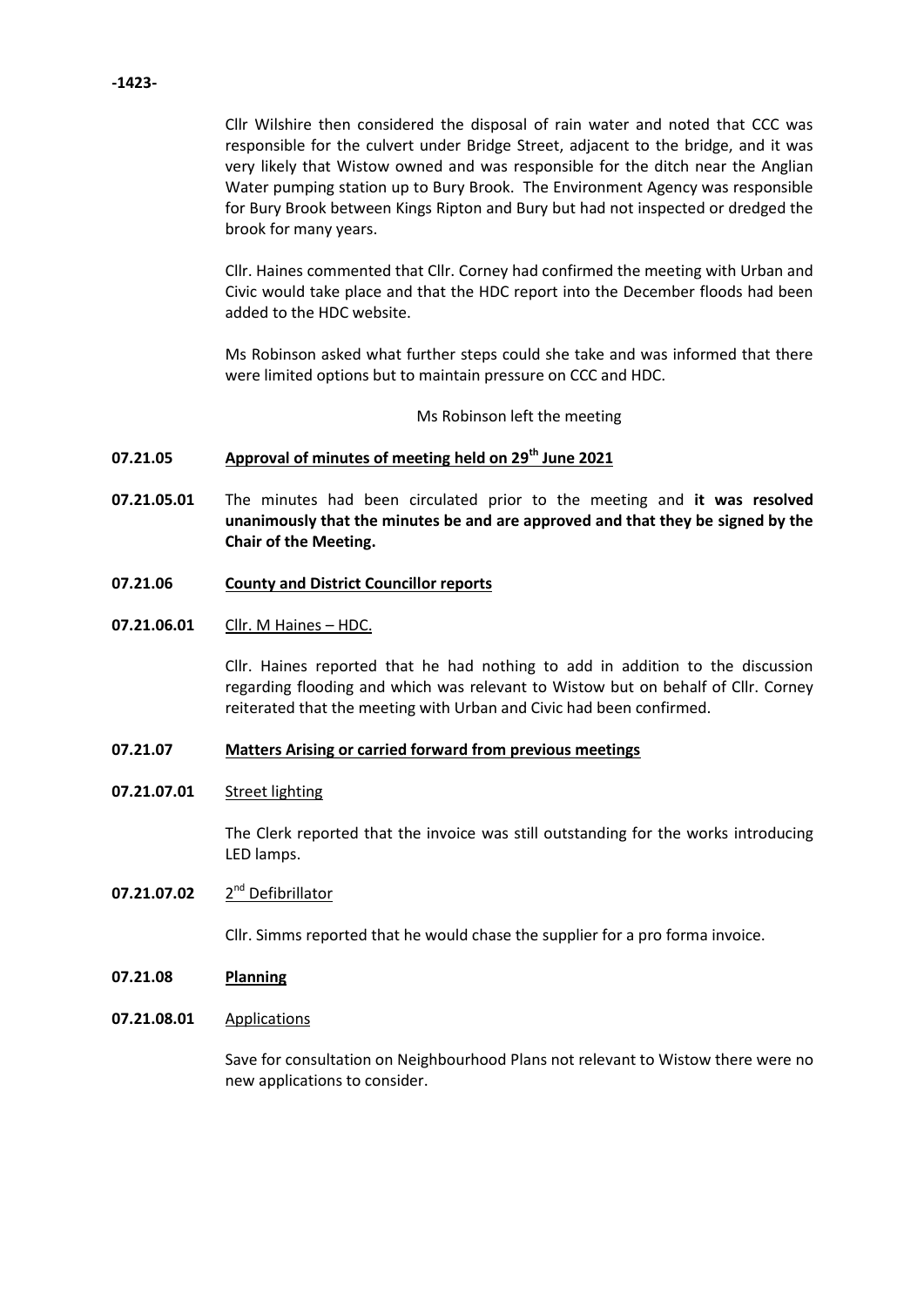Cllr Wilshire then considered the disposal of rain water and noted that CCC was responsible for the culvert under Bridge Street, adjacent to the bridge, and it was very likely that Wistow owned and was responsible for the ditch near the Anglian Water pumping station up to Bury Brook. The Environment Agency was responsible for Bury Brook between Kings Ripton and Bury but had not inspected or dredged the brook for many years.

Cllr. Haines commented that Cllr. Corney had confirmed the meeting with Urban and Civic would take place and that the HDC report into the December floods had been added to the HDC website.

Ms Robinson asked what further steps could she take and was informed that there were limited options but to maintain pressure on CCC and HDC.

Ms Robinson left the meeting

**07.21.05 Approval of minutes of meeting held on 29th June 2021**

**07.21.05.01** The minutes had been circulated prior to the meeting and **it was resolved unanimously that the minutes be and are approved and that they be signed by the Chair of the Meeting.**

**07.21.06 County and District Councillor reports**

**07.21.06.01** Cllr. M Haines – HDC.

Cllr. Haines reported that he had nothing to add in addition to the discussion regarding flooding and which was relevant to Wistow but on behalf of Cllr. Corney reiterated that the meeting with Urban and Civic had been confirmed.

**07.21.07 Matters Arising or carried forward from previous meetings**

**07.21.07.01** Street lighting

The Clerk reported that the invoice was still outstanding for the works introducing LED lamps.

**07.21.07.02** 2nd Defibrillator

Cllr. Simms reported that he would chase the supplier for a pro forma invoice.

**07.21.08 Planning**

**07.21.08.01** Applications

Save for consultation on Neighbourhood Plans not relevant to Wistow there were no new applications to consider.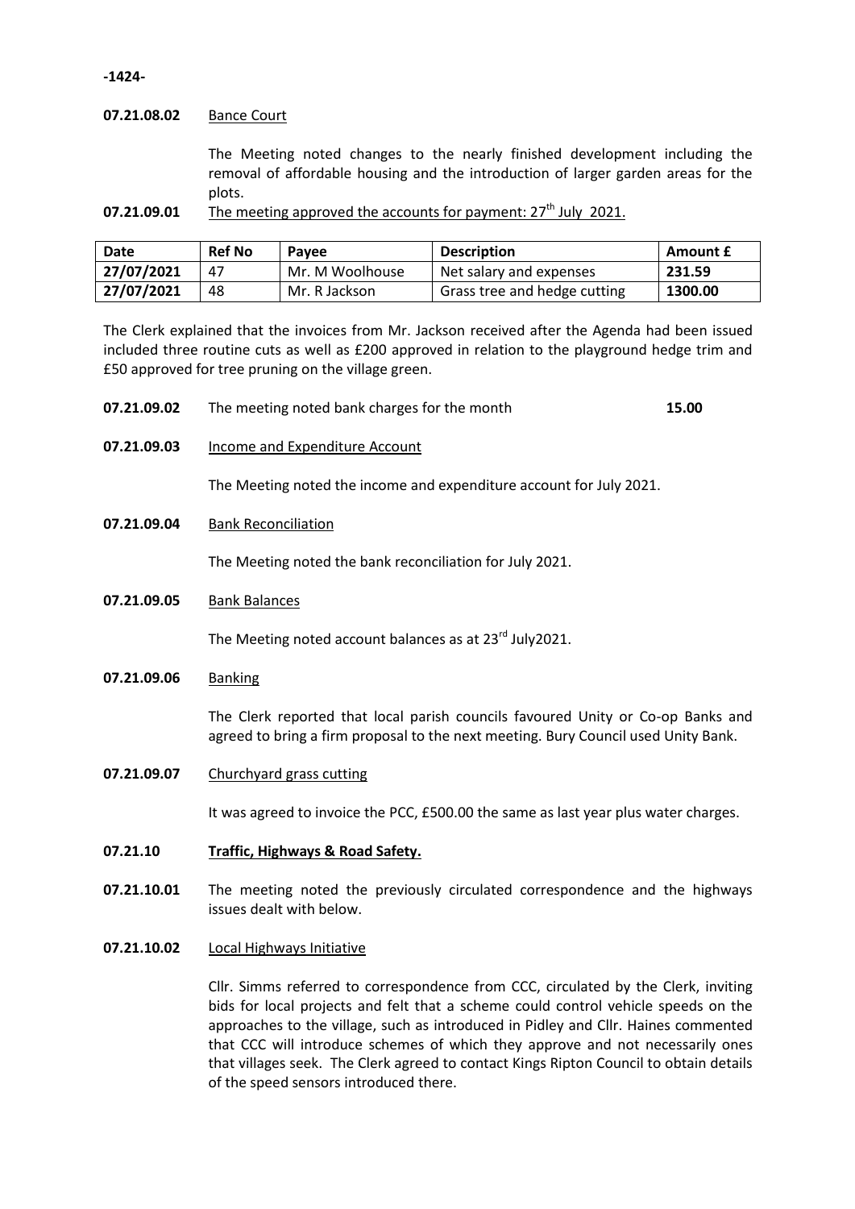**07.21.08.02** Bance Court

The Meeting noted changes to the nearly finished development including the removal of affordable housing and the introduction of larger garden areas for the plots.

**07.21.09.01** The meeting approved the accounts for payment: 27th July 2021.

| Date | Ref No | Payee | Description | Amount £ |
|---|---|---|---|---|
| 27/07/2021 | 47 | Mr. M Woolhouse | Net salary and expenses | 231.59 |
| 27/07/2021 | 48 | Mr. R Jackson | Grass tree and hedge cutting | 1300.00 |

The Clerk explained that the invoices from Mr. Jackson received after the Agenda had been issued included three routine cuts as well as £200 approved in relation to the playground hedge trim and £50 approved for tree pruning on the village green.

**07.21.09.02** The meeting noted bank charges for the month **15.00**

**07.21.09.03** Income and Expenditure Account

The Meeting noted the income and expenditure account for July 2021.

**07.21.09.04** Bank Reconciliation

The Meeting noted the bank reconciliation for July 2021.

**07.21.09.05** Bank Balances

The Meeting noted account balances as at 23rd July2021.

**07.21.09.06** Banking

The Clerk reported that local parish councils favoured Unity or Co-op Banks and agreed to bring a firm proposal to the next meeting. Bury Council used Unity Bank.

**07.21.09.07** Churchyard grass cutting

It was agreed to invoice the PCC, £500.00 the same as last year plus water charges.

**07.21.10 Traffic, Highways & Road Safety.**

**07.21.10.01** The meeting noted the previously circulated correspondence and the highways issues dealt with below.

**07.21.10.02** Local Highways Initiative

Cllr. Simms referred to correspondence from CCC, circulated by the Clerk, inviting bids for local projects and felt that a scheme could control vehicle speeds on the approaches to the village, such as introduced in Pidley and Cllr. Haines commented that CCC will introduce schemes of which they approve and not necessarily ones that villages seek. The Clerk agreed to contact Kings Ripton Council to obtain details of the speed sensors introduced there.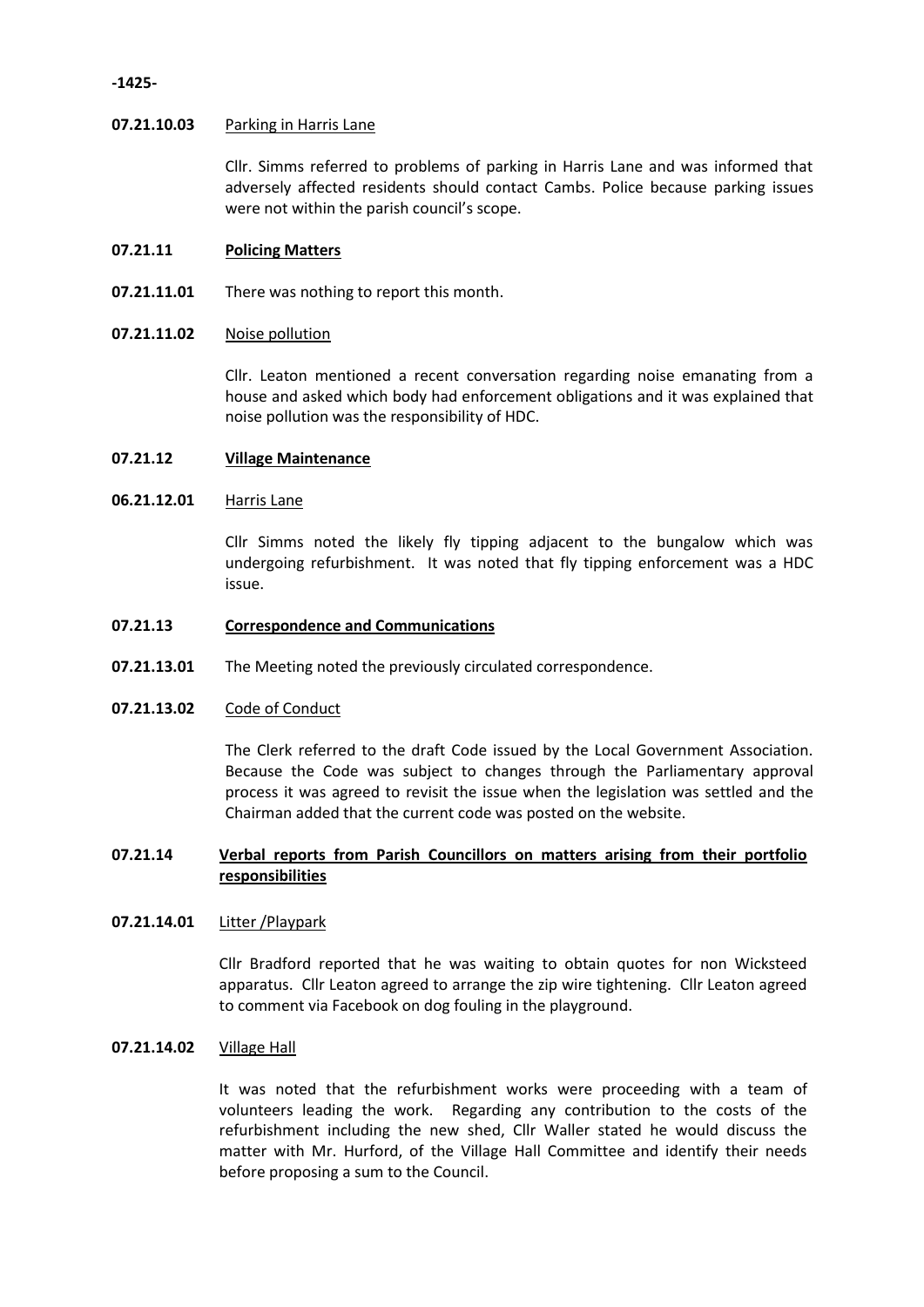-1425-

**07.21.10.03** Parking in Harris Lane

Cllr. Simms referred to problems of parking in Harris Lane and was informed that adversely affected residents should contact Cambs. Police because parking issues were not within the parish council's scope.

## 07.21.11 Policing Matters

**07.21.11.01** There was nothing to report this month.

**07.21.11.02** Noise pollution

Cllr. Leaton mentioned a recent conversation regarding noise emanating from a house and asked which body had enforcement obligations and it was explained that noise pollution was the responsibility of HDC.

## 07.21.12 Village Maintenance

**06.21.12.01** Harris Lane

Cllr Simms noted the likely fly tipping adjacent to the bungalow which was undergoing refurbishment. It was noted that fly tipping enforcement was a HDC issue.

## 07.21.13 Correspondence and Communications

**07.21.13.01** The Meeting noted the previously circulated correspondence.

**07.21.13.02** Code of Conduct

The Clerk referred to the draft Code issued by the Local Government Association. Because the Code was subject to changes through the Parliamentary approval process it was agreed to revisit the issue when the legislation was settled and the Chairman added that the current code was posted on the website.

## 07.21.14 Verbal reports from Parish Councillors on matters arising from their portfolio responsibilities

**07.21.14.01** Litter /Playpark

Cllr Bradford reported that he was waiting to obtain quotes for non Wicksteed apparatus. Cllr Leaton agreed to arrange the zip wire tightening. Cllr Leaton agreed to comment via Facebook on dog fouling in the playground.

**07.21.14.02** Village Hall

It was noted that the refurbishment works were proceeding with a team of volunteers leading the work. Regarding any contribution to the costs of the refurbishment including the new shed, Cllr Waller stated he would discuss the matter with Mr. Hurford, of the Village Hall Committee and identify their needs before proposing a sum to the Council.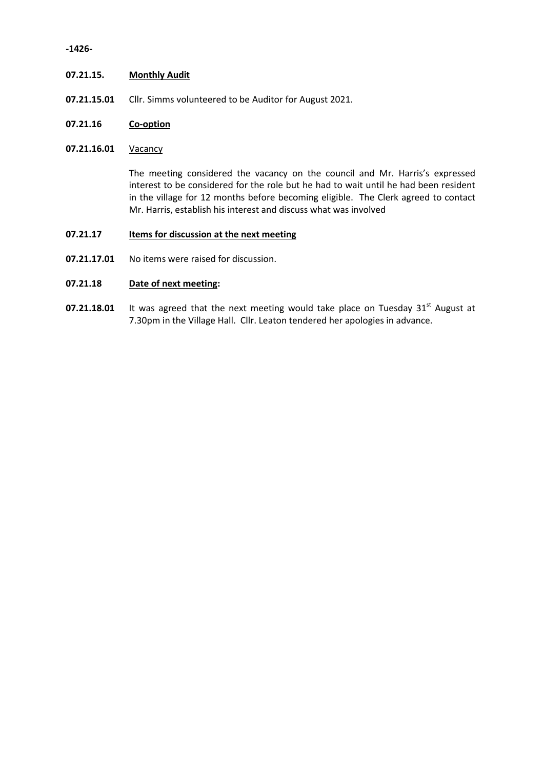**07.21.15. Monthly Audit**

**07.21.15.01** Cllr. Simms volunteered to be Auditor for August 2021.

**07.21.16 Co-option**

**07.21.16.01** Vacancy

The meeting considered the vacancy on the council and Mr. Harris's expressed interest to be considered for the role but he had to wait until he had been resident in the village for 12 months before becoming eligible. The Clerk agreed to contact Mr. Harris, establish his interest and discuss what was involved

**07.21.17 Items for discussion at the next meeting**

**07.21.17.01** No items were raised for discussion.

**07.21.18 Date of next meeting:**

**07.21.18.01** It was agreed that the next meeting would take place on Tuesday 31st August at 7.30pm in the Village Hall. Cllr. Leaton tendered her apologies in advance.